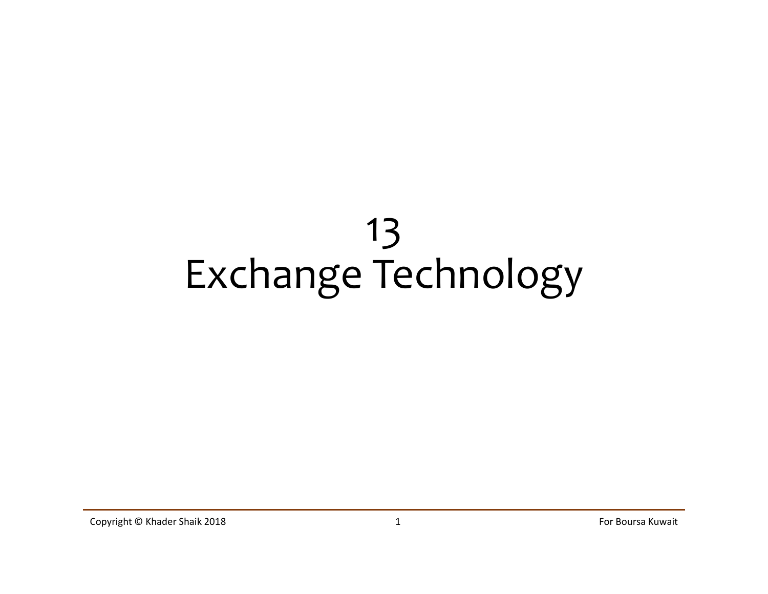# 13
# Exchange Technology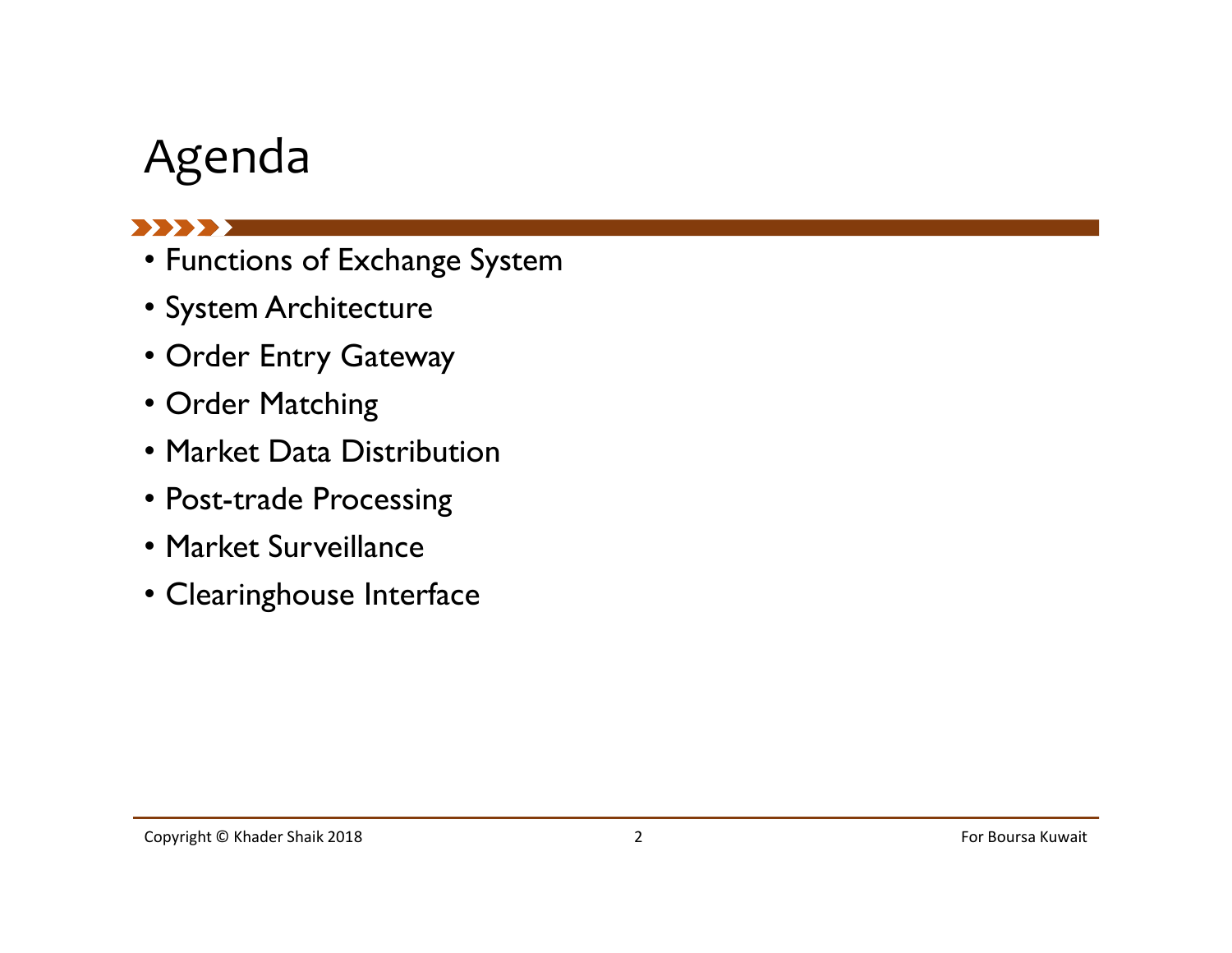# Agenda

- Functions of Exchange System
- System Architecture
- Order Entry Gateway
- Order Matching
- Market Data Distribution
- Post-trade Processing
- Market Surveillance
- Clearinghouse Interface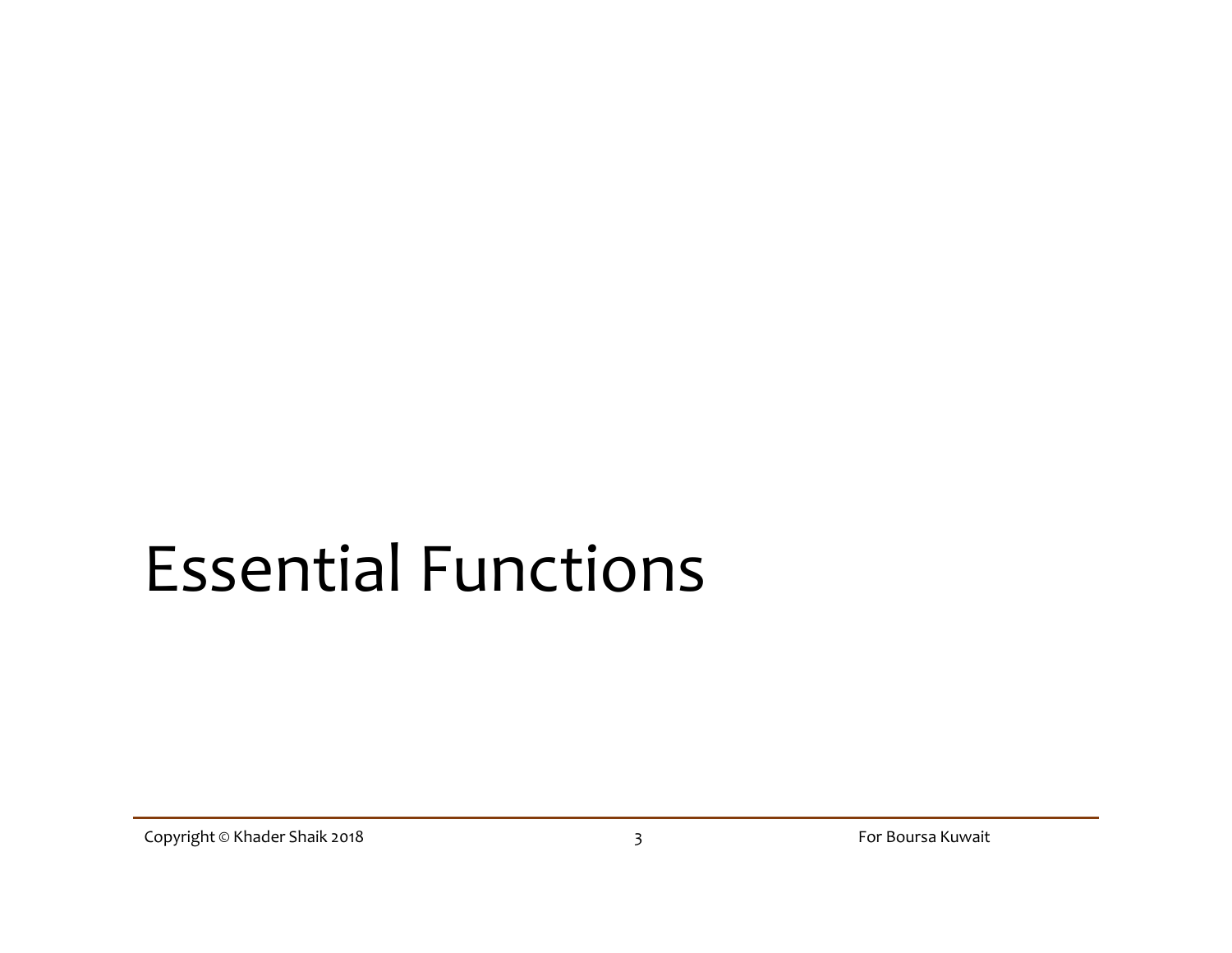# Essential Functions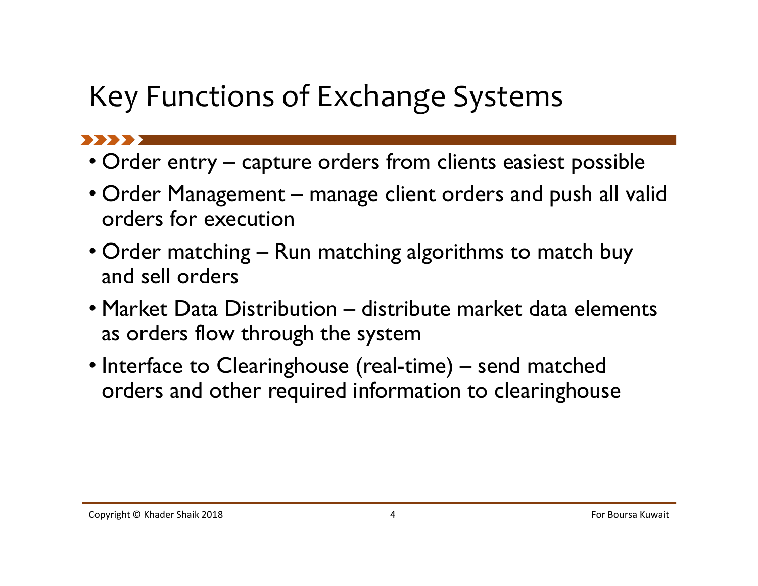# Key Functions of Exchange Systems

- Order entry – capture orders from clients easiest possible
- Order Management – manage client orders and push all valid orders for execution
- Order matching – Run matching algorithms to match buy and sell orders
- Market Data Distribution – distribute market data elements as orders flow through the system
- Interface to Clearinghouse (real-time) – send matched orders and other required information to clearinghouse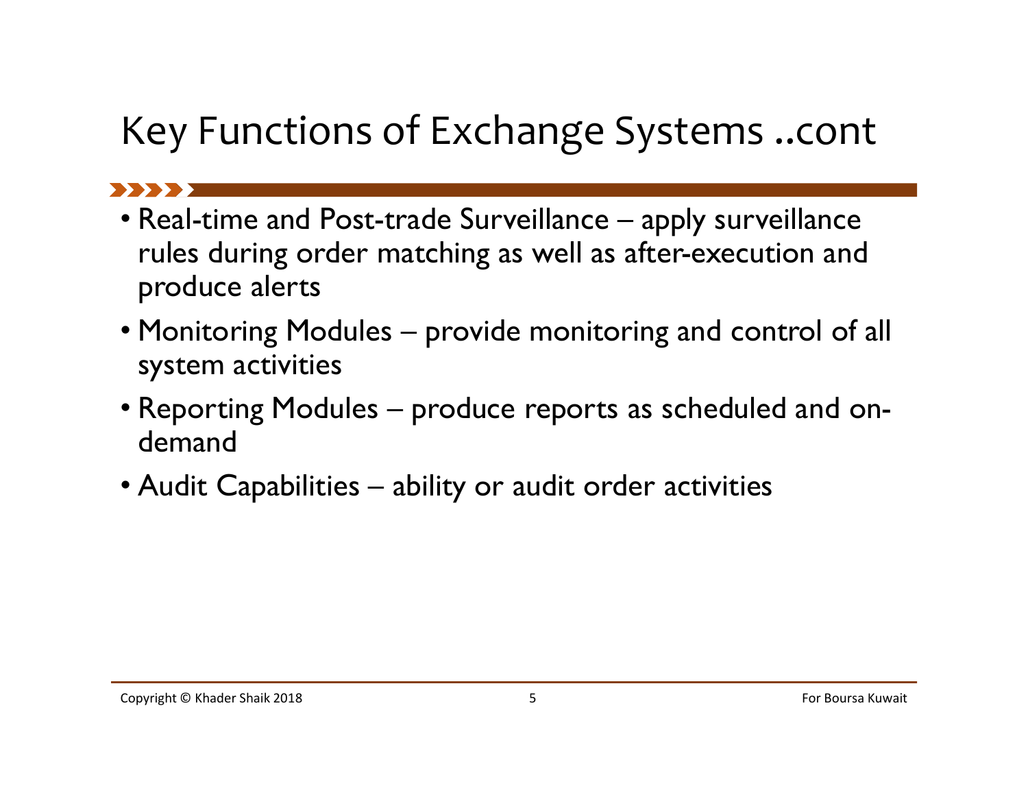# Key Functions of Exchange Systems ..cont

- Real-time and Post-trade Surveillance – apply surveillance rules during order matching as well as after-execution and produce alerts
- Monitoring Modules – provide monitoring and control of all system activities
- Reporting Modules – produce reports as scheduled and on-demand
- Audit Capabilities – ability or audit order activities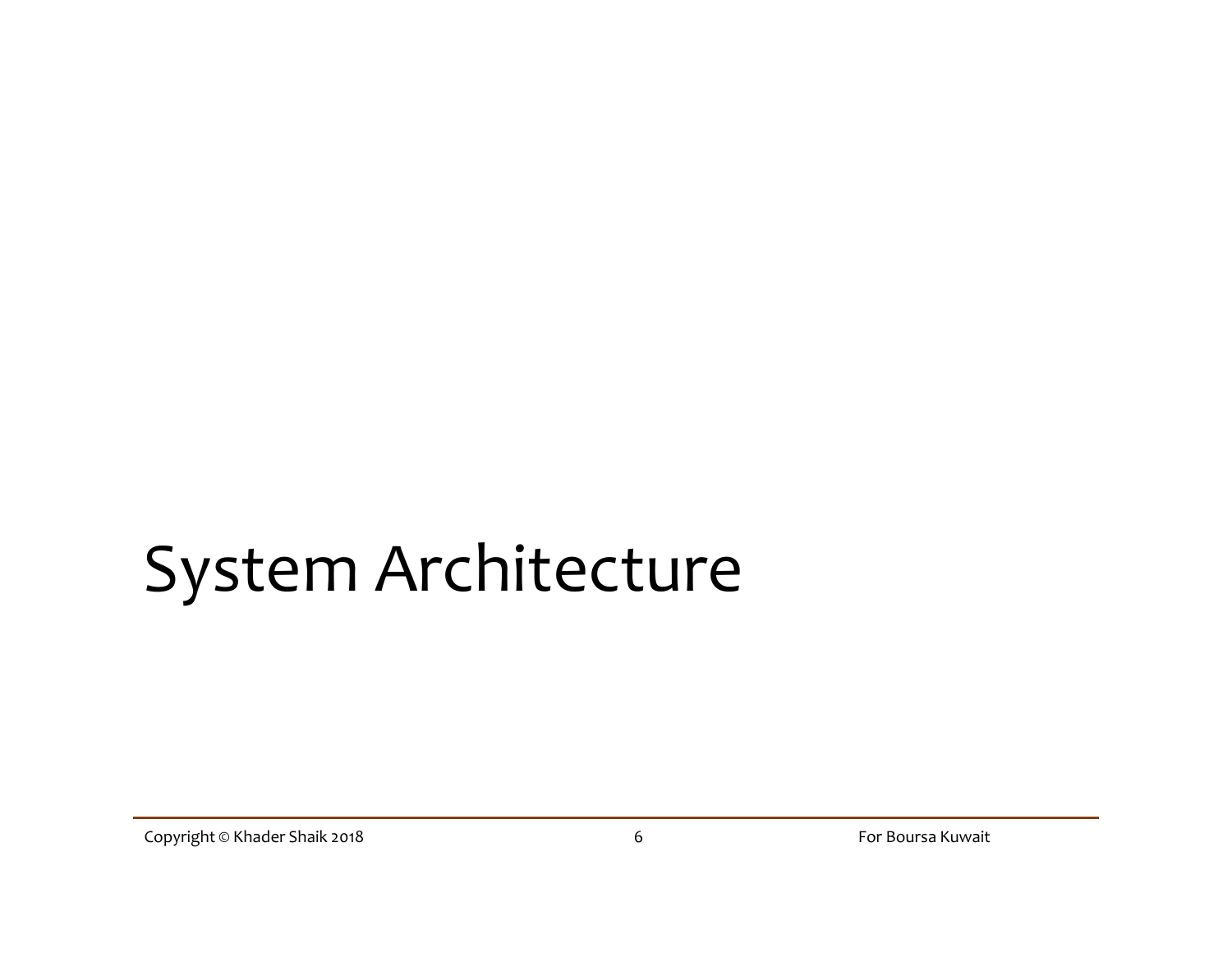# System Architecture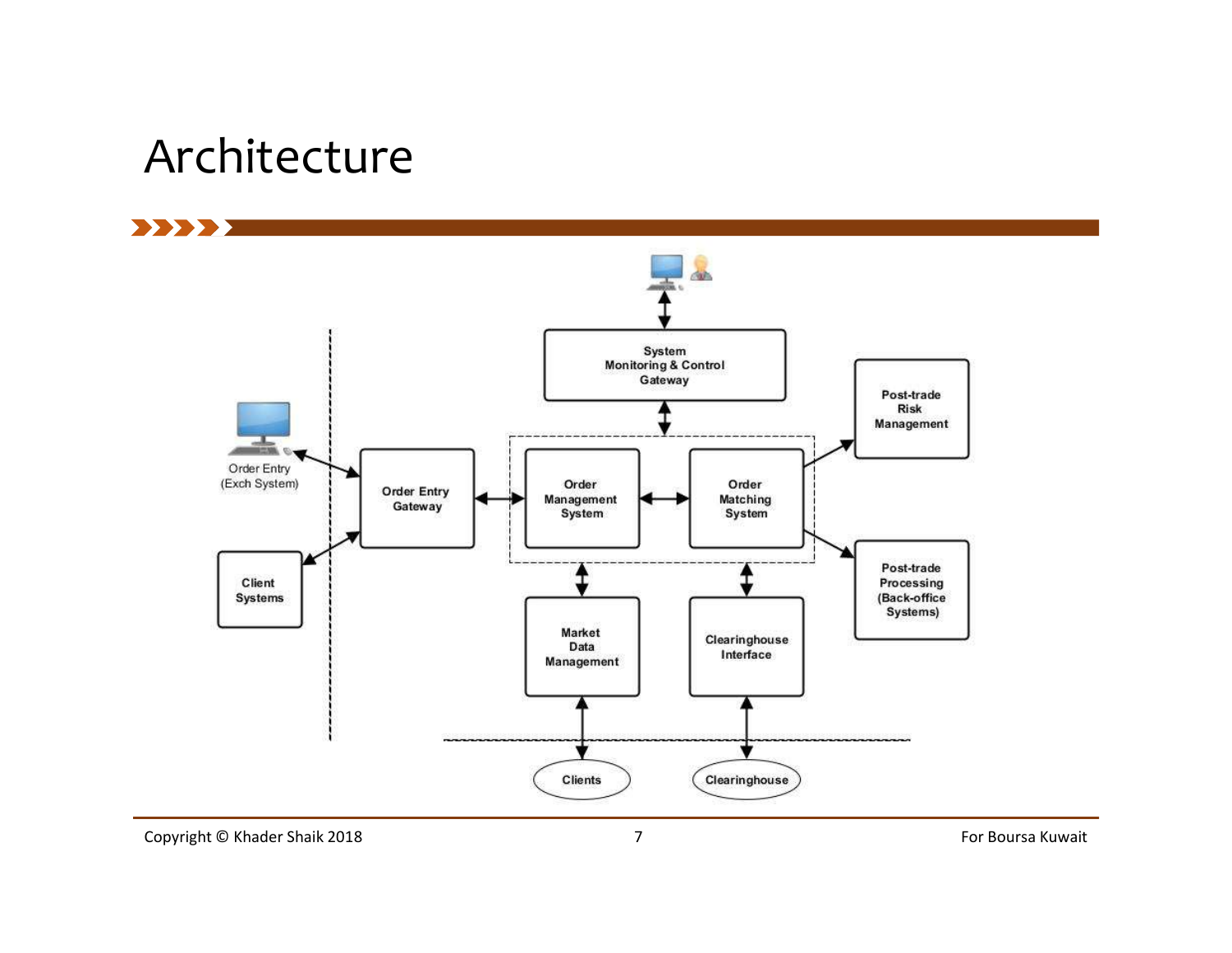# Architecture

System Monitoring & Control Gateway

Order Entry (Exch System)

Client Systems

Order Entry Gateway

Order Management System

Order Matching System

Post-trade Risk Management

Post-trade Processing (Back-office Systems)

Market Data Management

Clearinghouse Interface

Clients

Clearinghouse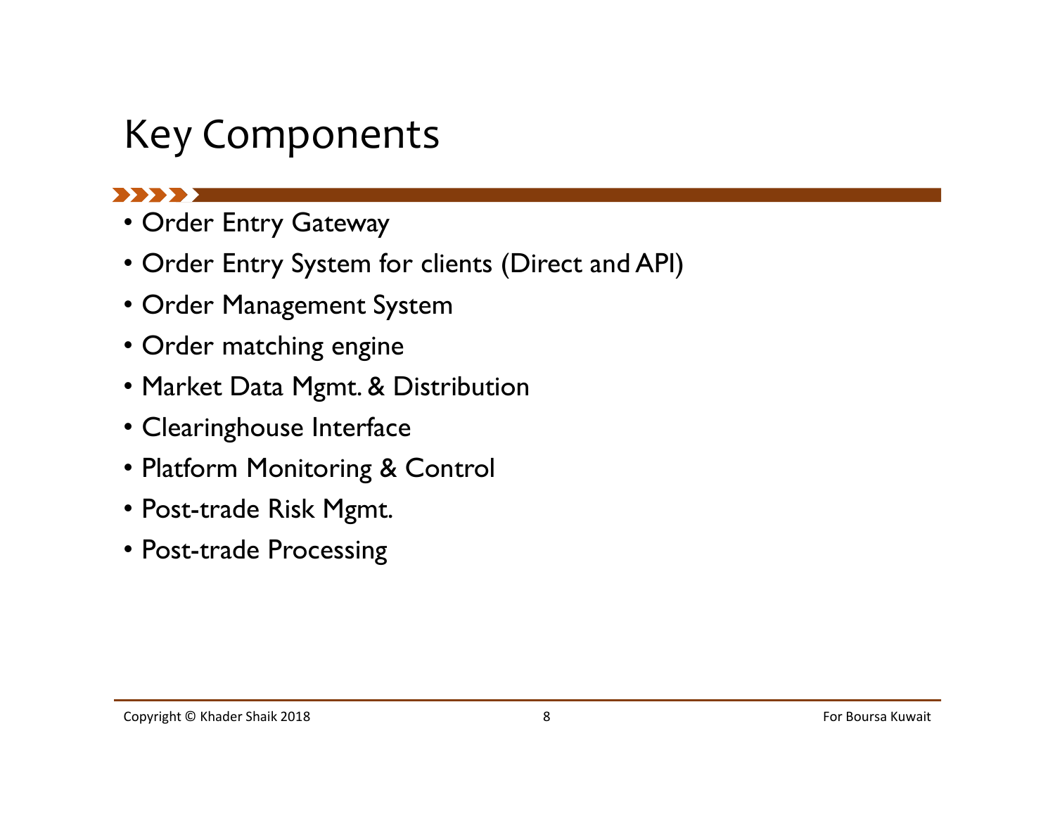# Key Components

- Order Entry Gateway
- Order Entry System for clients (Direct and API)
- Order Management System
- Order matching engine
- Market Data Mgmt. & Distribution
- Clearinghouse Interface
- Platform Monitoring & Control
- Post-trade Risk Mgmt.
- Post-trade Processing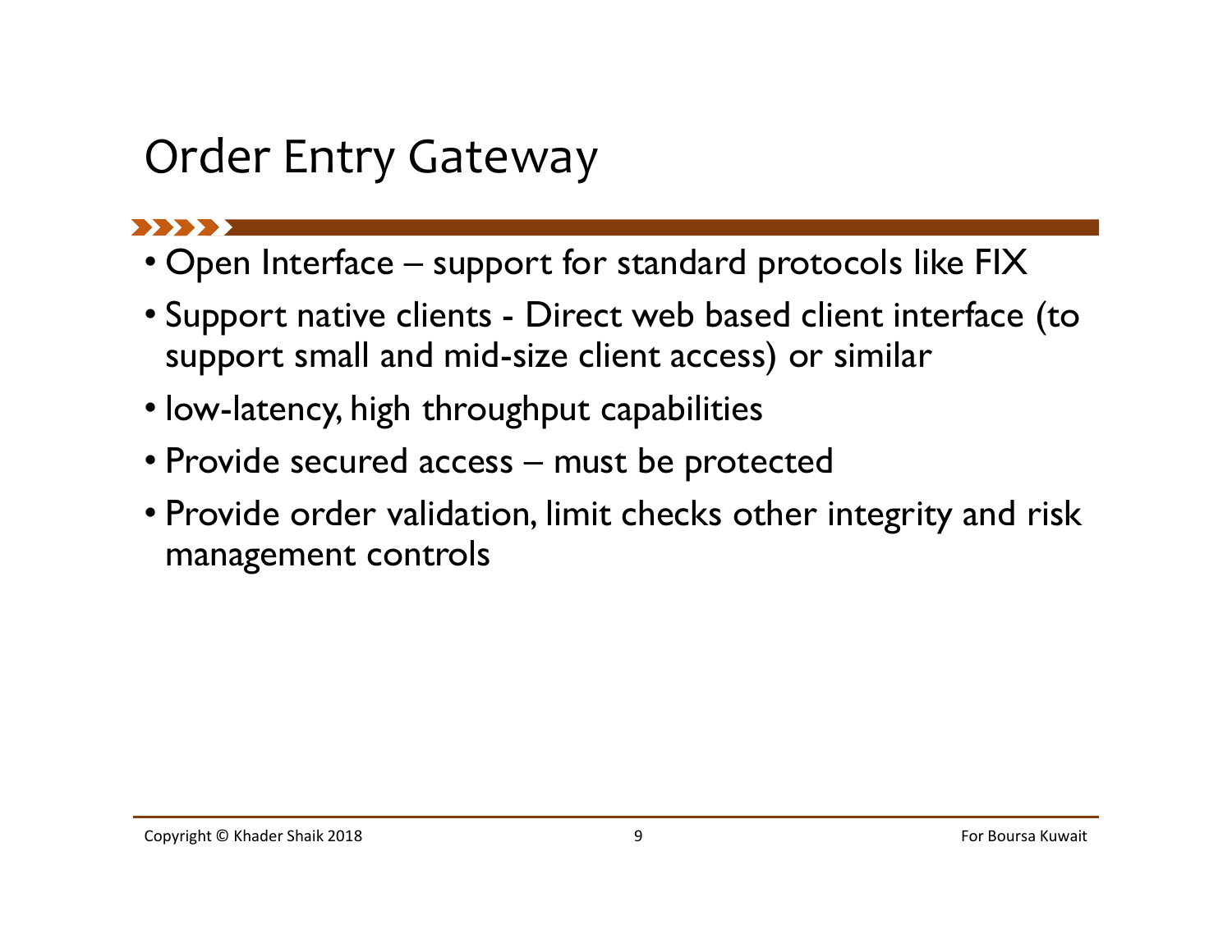# Order Entry Gateway

- Open Interface – support for standard protocols like FIX
- Support native clients - Direct web based client interface (to support small and mid-size client access) or similar
- low-latency, high throughput capabilities
- Provide secured access – must be protected
- Provide order validation, limit checks other integrity and risk management controls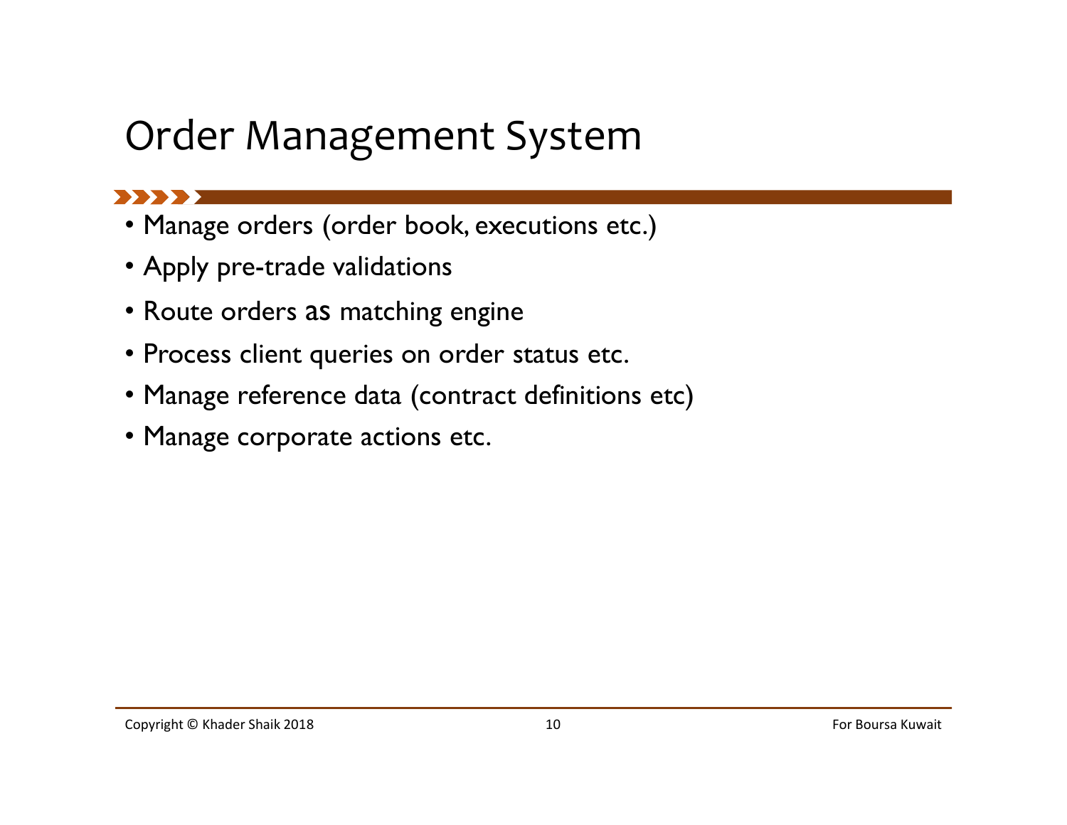# Order Management System

- Manage orders (order book, executions etc.)
- Apply pre-trade validations
- Route orders as matching engine
- Process client queries on order status etc.
- Manage reference data (contract definitions etc)
- Manage corporate actions etc.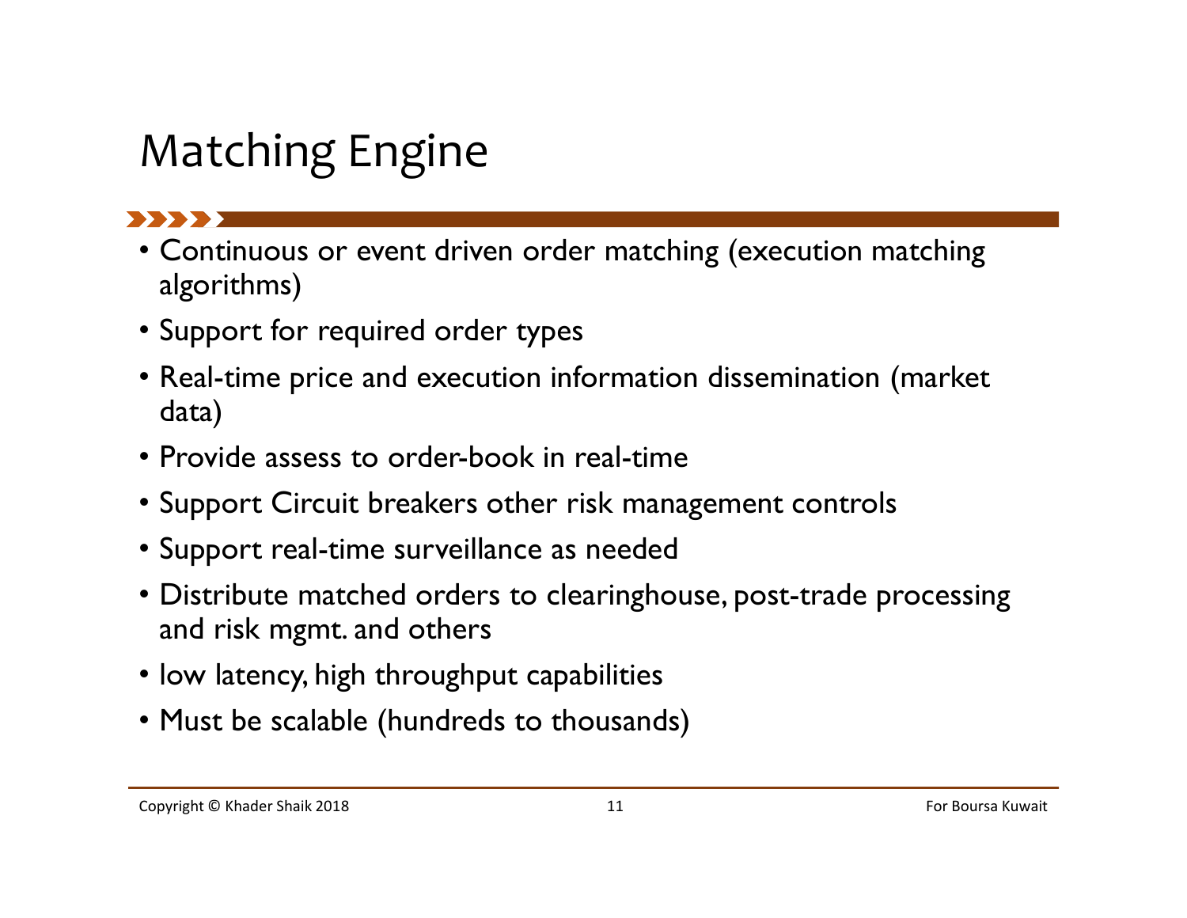# Matching Engine

- Continuous or event driven order matching (execution matching algorithms)
- Support for required order types
- Real-time price and execution information dissemination (market data)
- Provide assess to order-book in real-time
- Support Circuit breakers other risk management controls
- Support real-time surveillance as needed
- Distribute matched orders to clearinghouse, post-trade processing and risk mgmt. and others
- low latency, high throughput capabilities
- Must be scalable (hundreds to thousands)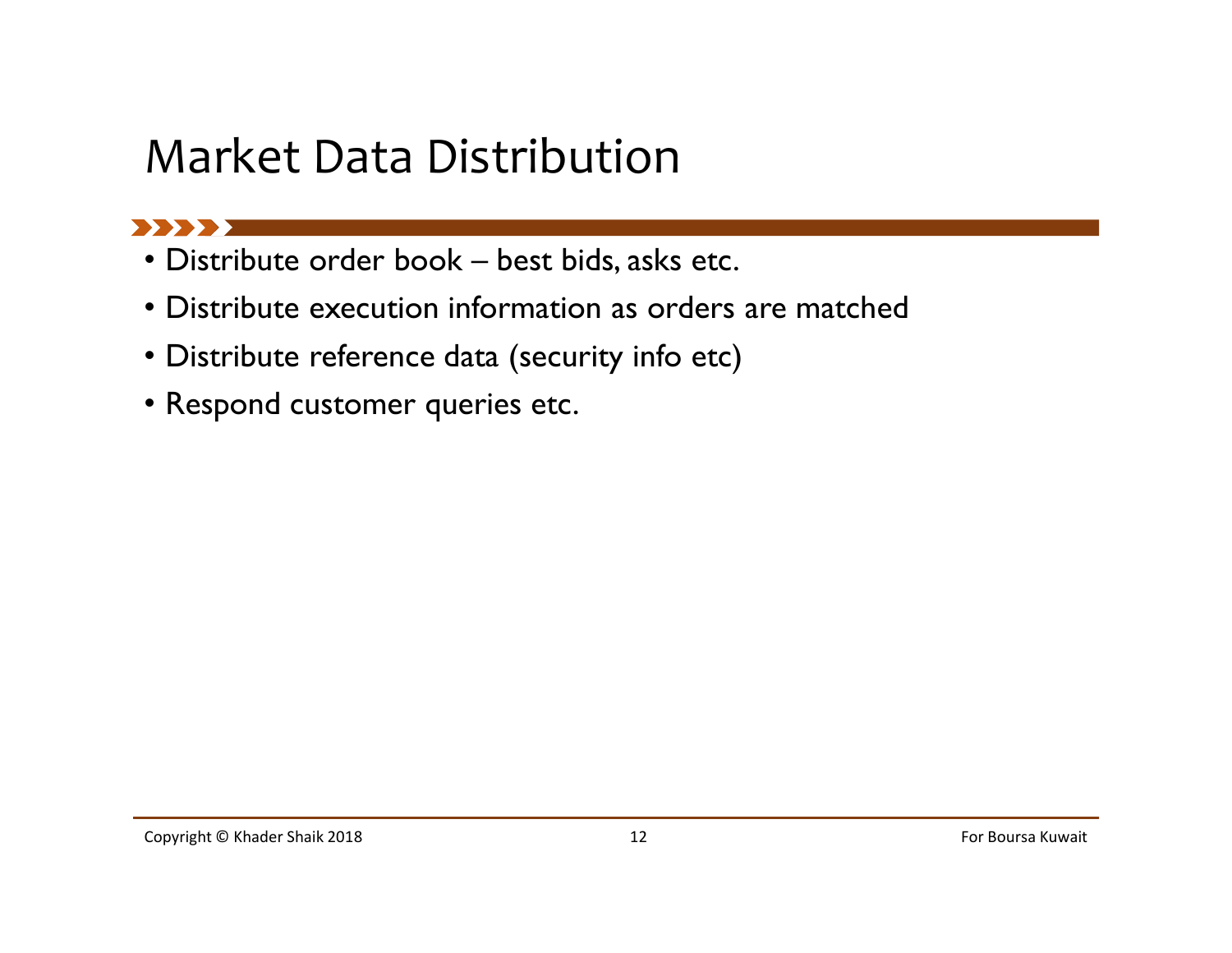# Market Data Distribution

- Distribute order book – best bids, asks etc.
- Distribute execution information as orders are matched
- Distribute reference data (security info etc)
- Respond customer queries etc.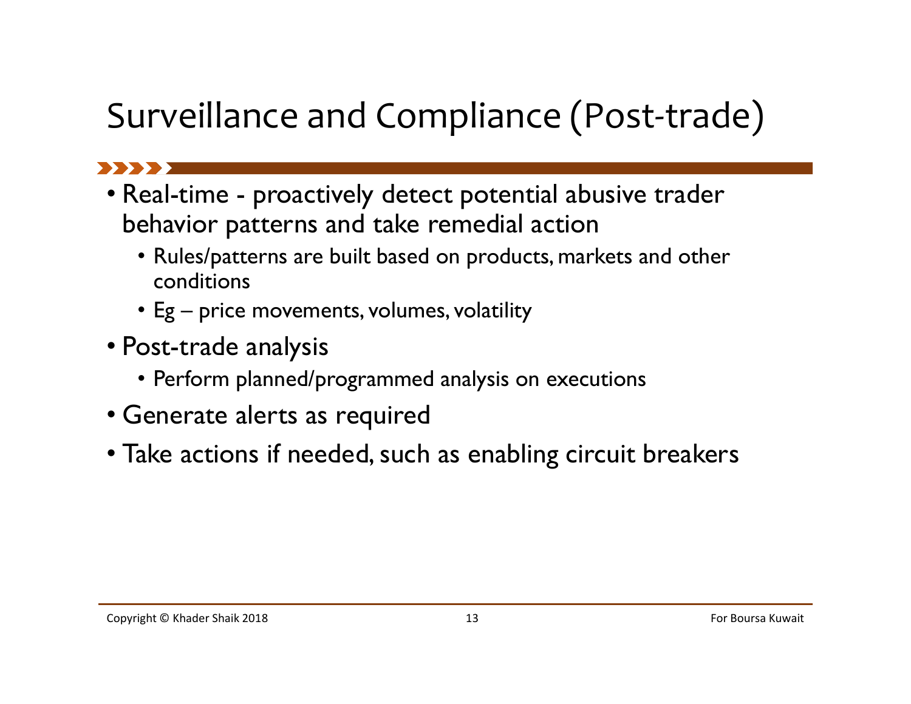# Surveillance and Compliance (Post-trade)

- Real-time - proactively detect potential abusive trader behavior patterns and take remedial action
  - Rules/patterns are built based on products, markets and other conditions
  - Eg – price movements, volumes, volatility
- Post-trade analysis
  - Perform planned/programmed analysis on executions
- Generate alerts as required
- Take actions if needed, such as enabling circuit breakers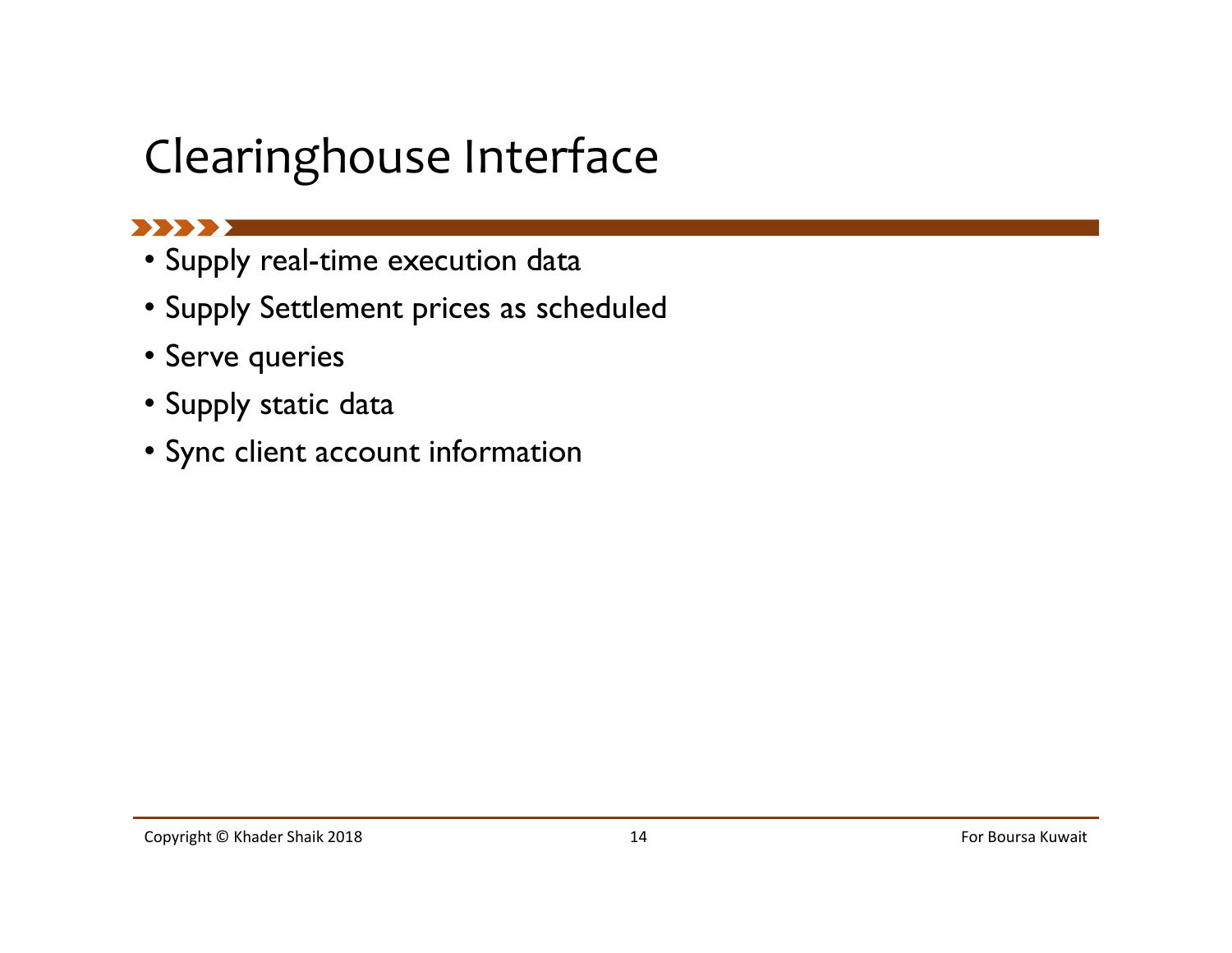# Clearinghouse Interface

- Supply real-time execution data
- Supply Settlement prices as scheduled
- Serve queries
- Supply static data
- Sync client account information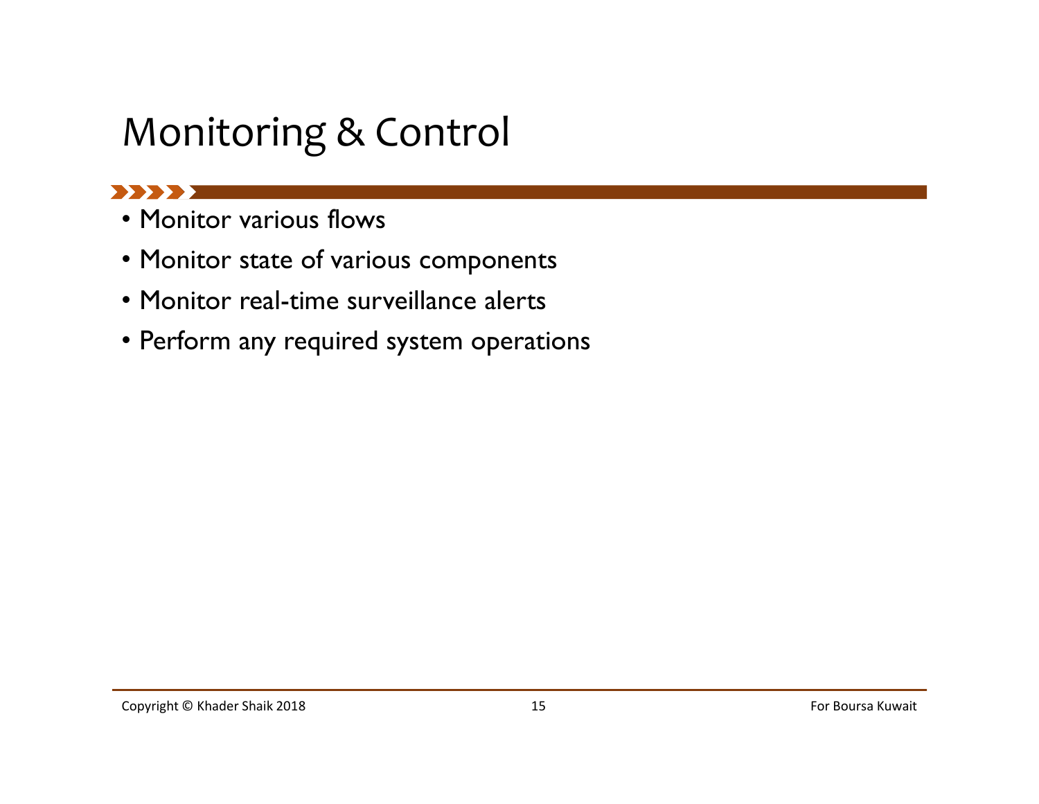# Monitoring & Control

- Monitor various flows
- Monitor state of various components
- Monitor real-time surveillance alerts
- Perform any required system operations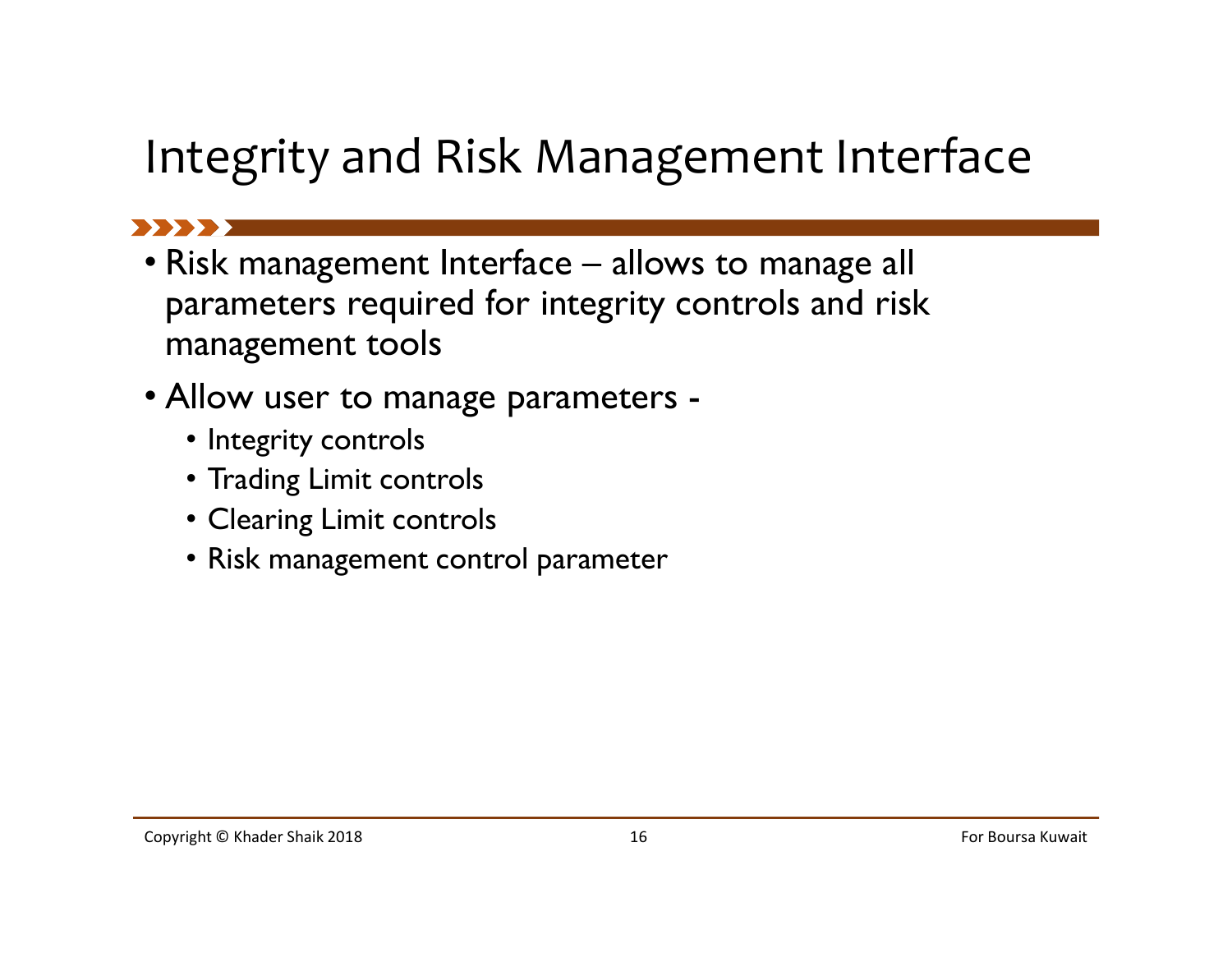# Integrity and Risk Management Interface

- Risk management Interface – allows to manage all parameters required for integrity controls and risk management tools
- Allow user to manage parameters -
  - Integrity controls
  - Trading Limit controls
  - Clearing Limit controls
  - Risk management control parameter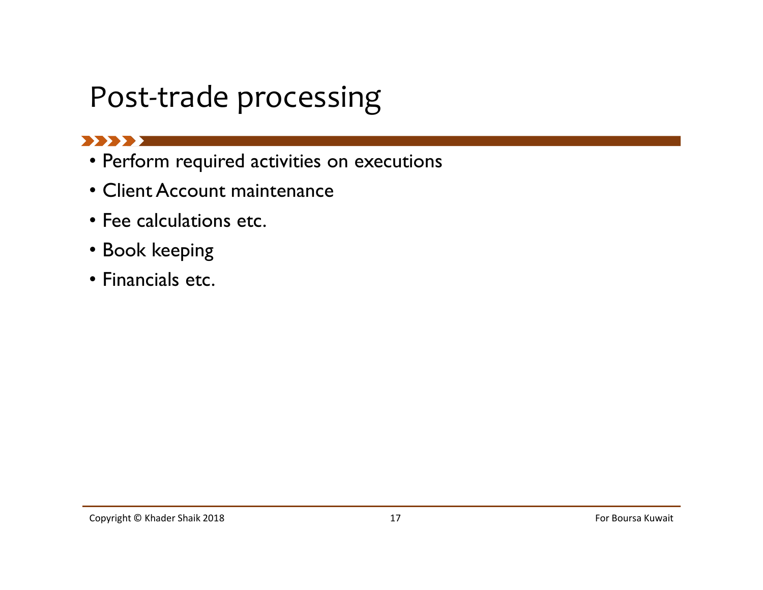# Post-trade processing

- Perform required activities on executions
- Client Account maintenance
- Fee calculations etc.
- Book keeping
- Financials etc.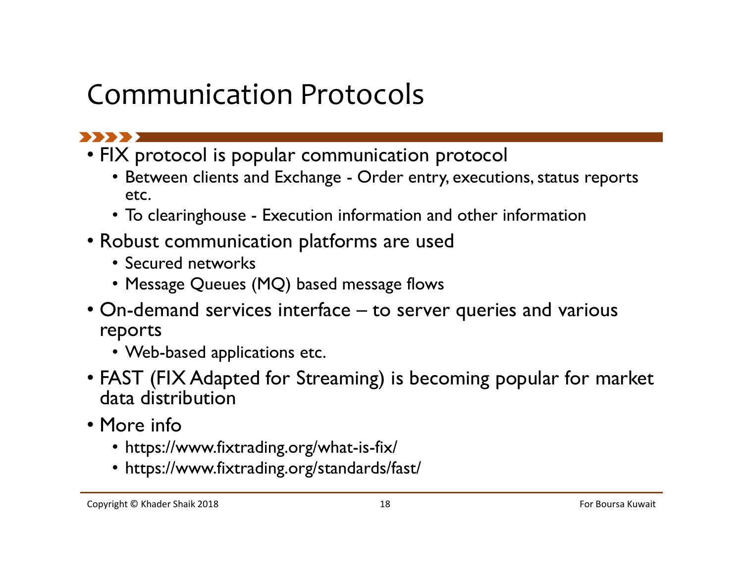# Communication Protocols

- FIX protocol is popular communication protocol
  - Between clients and Exchange - Order entry, executions, status reports etc.
  - To clearinghouse - Execution information and other information
- Robust communication platforms are used
  - Secured networks
  - Message Queues (MQ) based message flows
- On-demand services interface – to server queries and various reports
  - Web-based applications etc.
- FAST (FIX Adapted for Streaming) is becoming popular for market data distribution
- More info
  - https://www.fixtrading.org/what-is-fix/
  - https://www.fixtrading.org/standards/fast/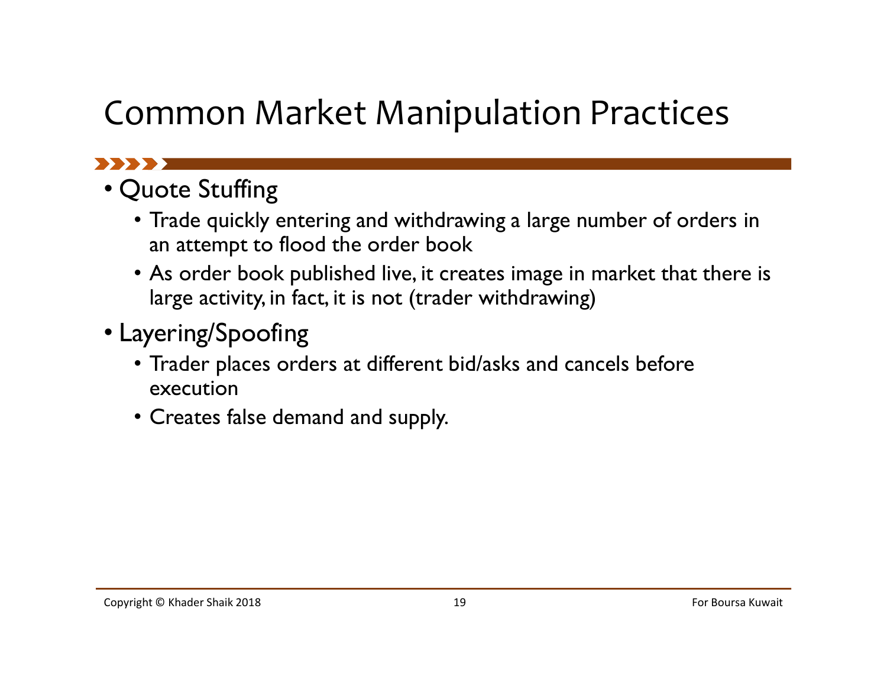# Common Market Manipulation Practices

- Quote Stuffing
  - Trade quickly entering and withdrawing a large number of orders in an attempt to flood the order book
  - As order book published live, it creates image in market that there is large activity, in fact, it is not (trader withdrawing)
- Layering/Spoofing
  - Trader places orders at different bid/asks and cancels before execution
  - Creates false demand and supply.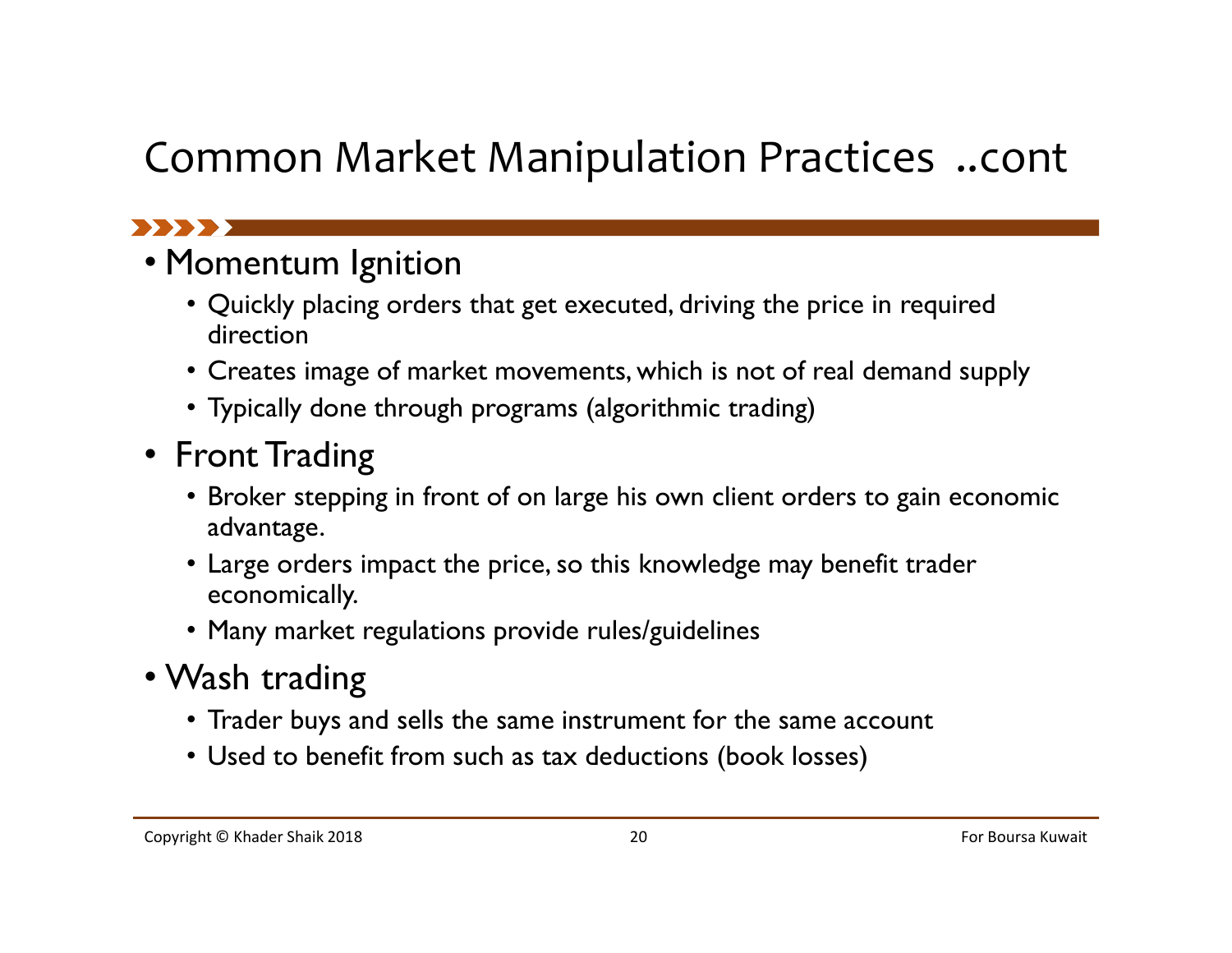# Common Market Manipulation Practices ..cont

- Momentum Ignition
  - Quickly placing orders that get executed, driving the price in required direction
  - Creates image of market movements, which is not of real demand supply
  - Typically done through programs (algorithmic trading)
- Front Trading
  - Broker stepping in front of on large his own client orders to gain economic advantage.
  - Large orders impact the price, so this knowledge may benefit trader economically.
  - Many market regulations provide rules/guidelines
- Wash trading
  - Trader buys and sells the same instrument for the same account
  - Used to benefit from such as tax deductions (book losses)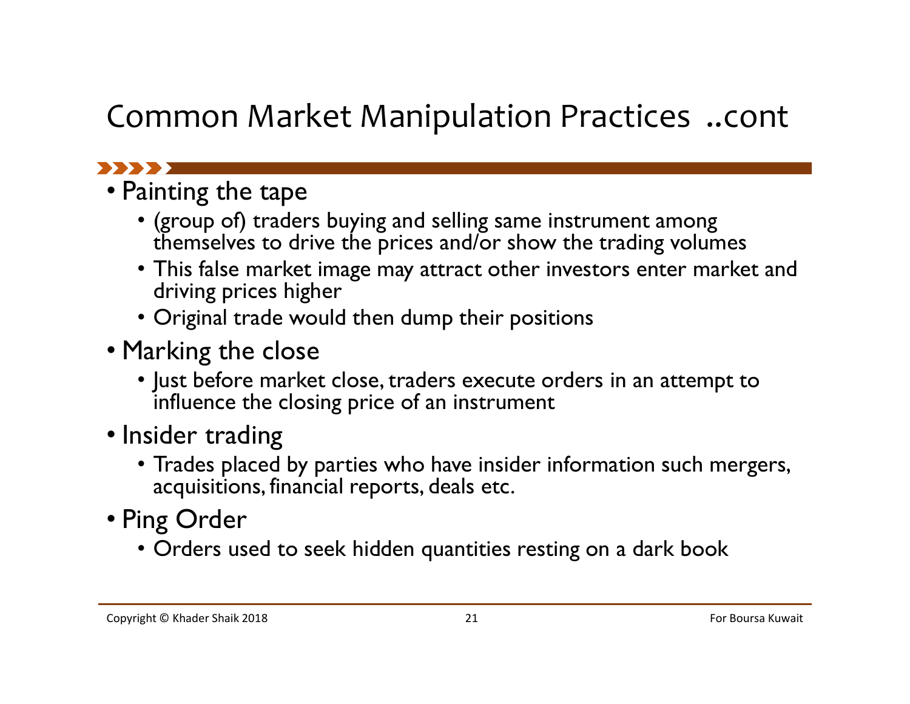# Common Market Manipulation Practices ..cont

- Painting the tape
  - (group of) traders buying and selling same instrument among themselves to drive the prices and/or show the trading volumes
  - This false market image may attract other investors enter market and driving prices higher
  - Original trade would then dump their positions
- Marking the close
  - Just before market close, traders execute orders in an attempt to influence the closing price of an instrument
- Insider trading
  - Trades placed by parties who have insider information such mergers, acquisitions, financial reports, deals etc.
- Ping Order
  - Orders used to seek hidden quantities resting on a dark book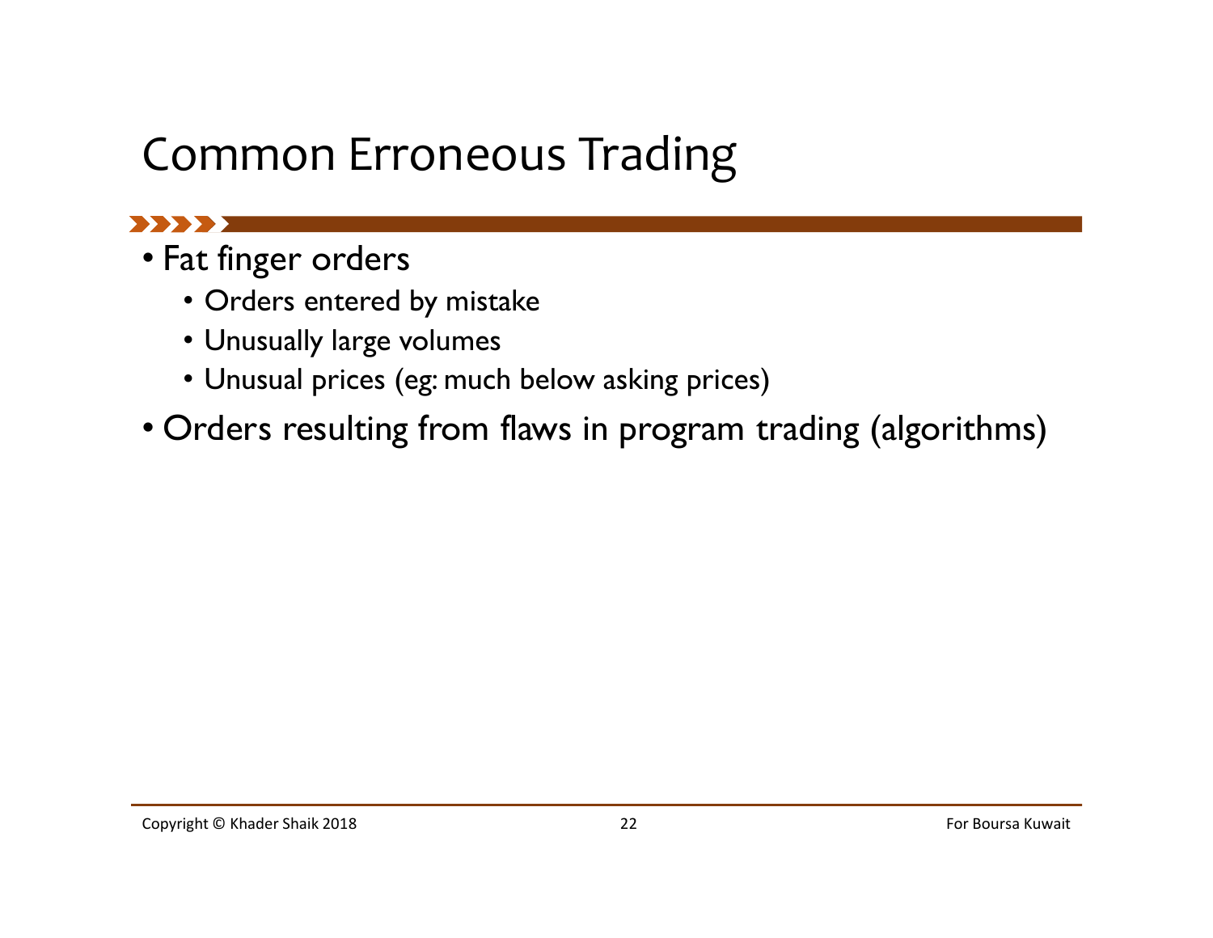# Common Erroneous Trading

- Fat finger orders
  - Orders entered by mistake
  - Unusually large volumes
  - Unusual prices (eg: much below asking prices)
- Orders resulting from flaws in program trading (algorithms)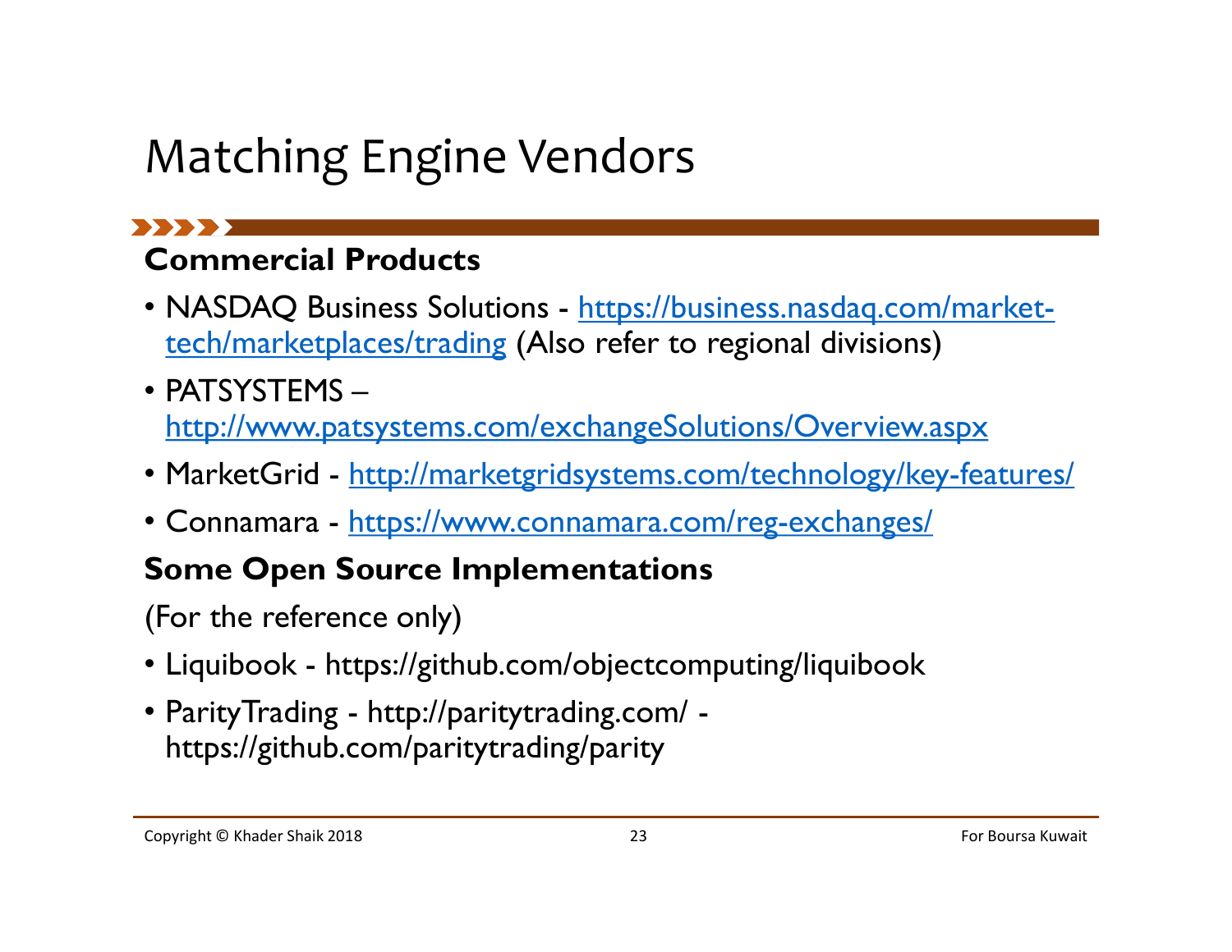# Matching Engine Vendors

**Commercial Products**

- NASDAQ Business Solutions - https://business.nasdaq.com/market-tech/marketplaces/trading (Also refer to regional divisions)
- PATSYSTEMS – http://www.patsystems.com/exchangeSolutions/Overview.aspx
- MarketGrid - http://marketgridsystems.com/technology/key-features/
- Connamara - https://www.connamara.com/reg-exchanges/

**Some Open Source Implementations**

(For the reference only)

- Liquibook - https://github.com/objectcomputing/liquibook
- ParityTrading - http://paritytrading.com/ - https://github.com/paritytrading/parity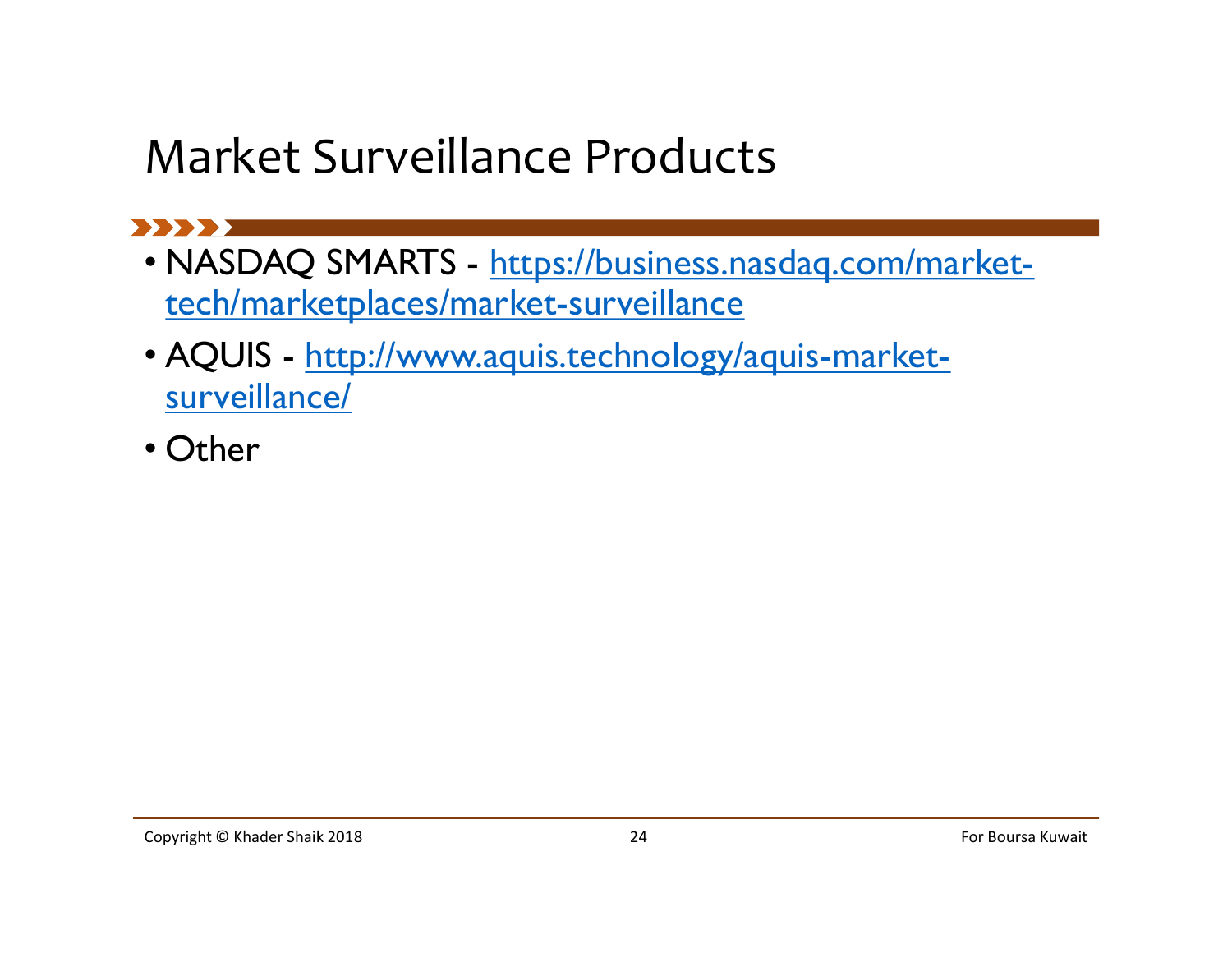# Market Surveillance Products

- NASDAQ SMARTS - [https://business.nasdaq.com/market-tech/marketplaces/market-surveillance](https://business.nasdaq.com/market-tech/marketplaces/market-surveillance)
- AQUIS - [http://www.aquis.technology/aquis-market-surveillance/](http://www.aquis.technology/aquis-market-surveillance/)
- Other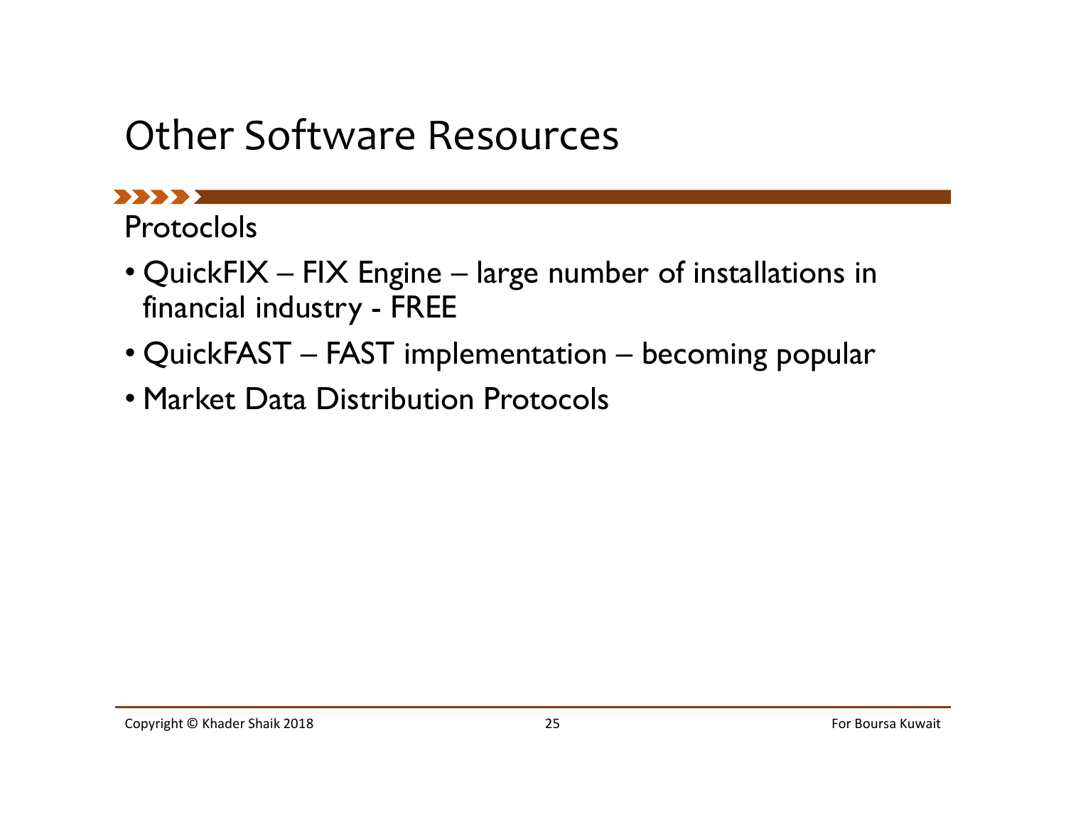# Other Software Resources

Protoclols

- QuickFIX – FIX Engine – large number of installations in financial industry - FREE
- QuickFAST – FAST implementation – becoming popular
- Market Data Distribution Protocols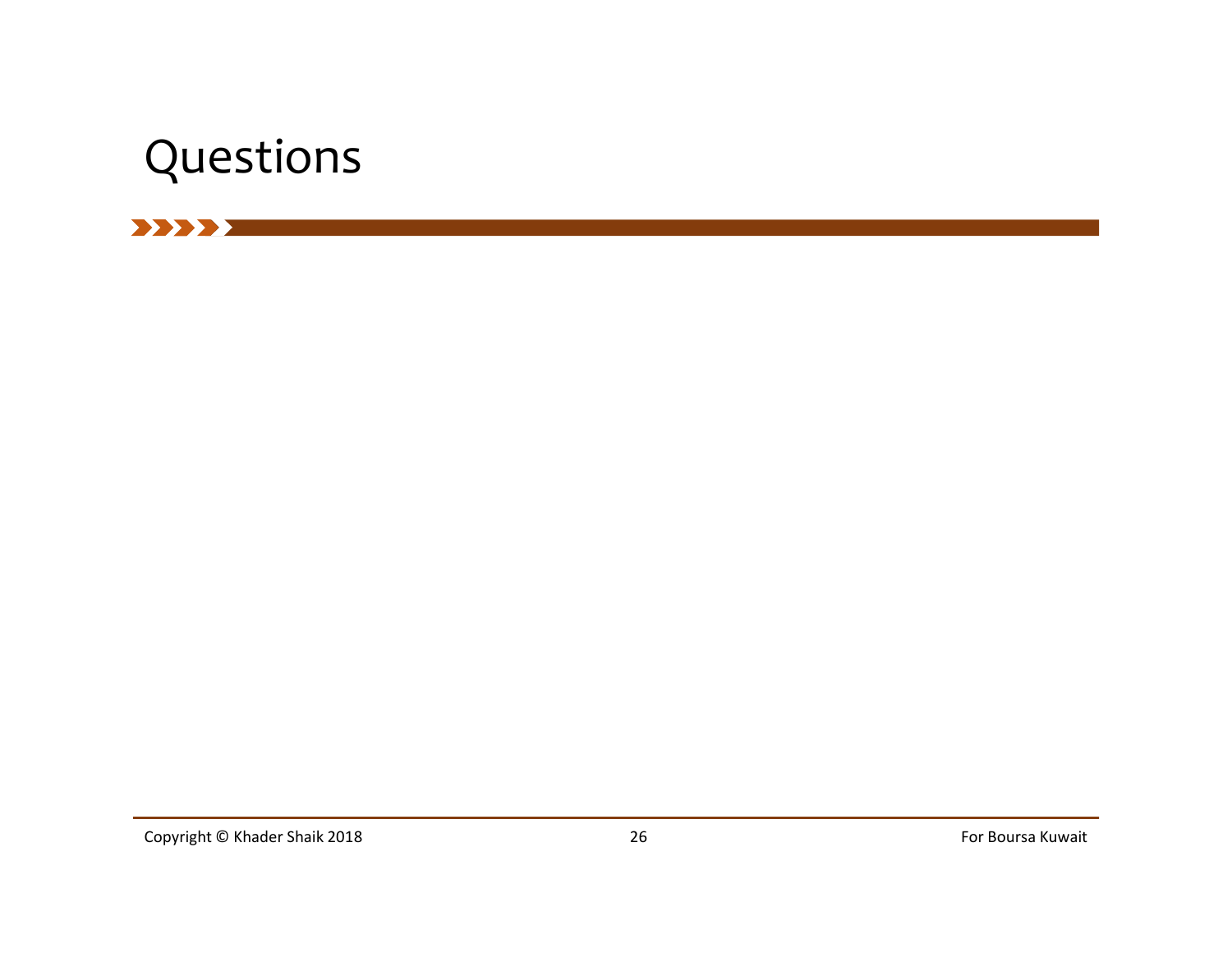# Questions